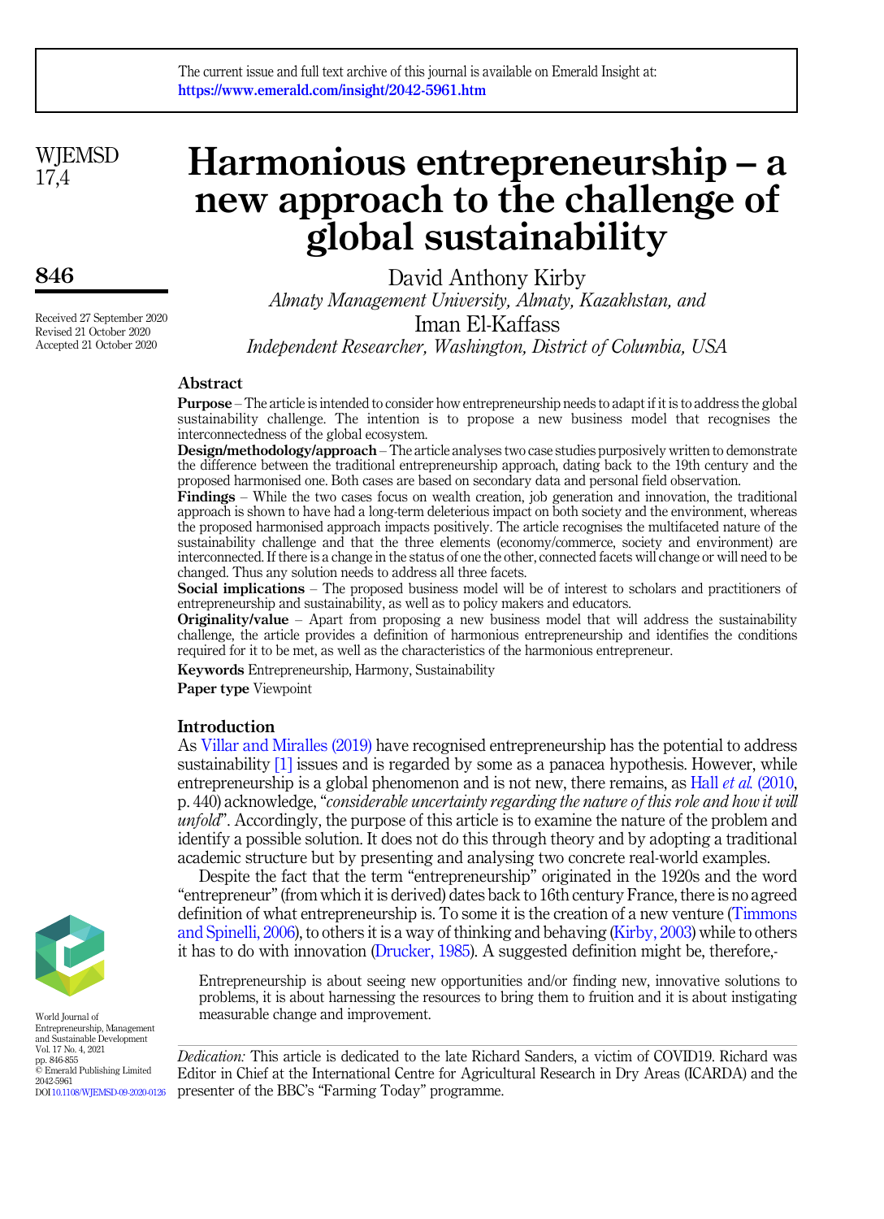# Harmonious entrepreneurship – a new approach to the challenge of global sustainability

David Anthony Kirby
*Almaty Management University, Almaty, Kazakhstan, and*
Iman El-Kaffass
*Independent Researcher, Washington, District of Columbia, USA*

Received 27 September 2020
Revised 21 October 2020
Accepted 21 October 2020

## Abstract

**Purpose** – The article is intended to consider how entrepreneurship needs to adapt if it is to address the global sustainability challenge. The intention is to propose a new business model that recognises the interconnectedness of the global ecosystem.

**Design/methodology/approach** – The article analyses two case studies purposively written to demonstrate the difference between the traditional entrepreneurship approach, dating back to the 19th century and the proposed harmonised one. Both cases are based on secondary data and personal field observation.

**Findings** – While the two cases focus on wealth creation, job generation and innovation, the traditional approach is shown to have had a long-term deleterious impact on both society and the environment, whereas the proposed harmonised approach impacts positively. The article recognises the multifaceted nature of the sustainability challenge and that the three elements (economy/commerce, society and environment) are interconnected. If there is a change in the status of one the other, connected facets will change or will need to be changed. Thus any solution needs to address all three facets.

**Social implications** – The proposed business model will be of interest to scholars and practitioners of entrepreneurship and sustainability, as well as to policy makers and educators.

**Originality/value** – Apart from proposing a new business model that will address the sustainability challenge, the article provides a definition of harmonious entrepreneurship and identifies the conditions required for it to be met, as well as the characteristics of the harmonious entrepreneur.

**Keywords** Entrepreneurship, Harmony, Sustainability

**Paper type** Viewpoint

## Introduction

As Villar and Miralles (2019) have recognised entrepreneurship has the potential to address sustainability [1] issues and is regarded by some as a panacea hypothesis. However, while entrepreneurship is a global phenomenon and is not new, there remains, as Hall *et al.* (2010, p. 440) acknowledge, "*considerable uncertainty regarding the nature of this role and how it will unfold*". Accordingly, the purpose of this article is to examine the nature of the problem and identify a possible solution. It does not do this through theory and by adopting a traditional academic structure but by presenting and analysing two concrete real-world examples.

Despite the fact that the term "entrepreneurship" originated in the 1920s and the word "entrepreneur" (from which it is derived) dates back to 16th century France, there is no agreed definition of what entrepreneurship is. To some it is the creation of a new venture (Timmons and Spinelli, 2006), to others it is a way of thinking and behaving (Kirby, 2003) while to others it has to do with innovation (Drucker, 1985). A suggested definition might be, therefore,-

> Entrepreneurship is about seeing new opportunities and/or finding new, innovative solutions to problems, it is about harnessing the resources to bring them to fruition and it is about instigating measurable change and improvement.

*Dedication:* This article is dedicated to the late Richard Sanders, a victim of COVID19. Richard was Editor in Chief at the International Centre for Agricultural Research in Dry Areas (ICARDA) and the presenter of the BBC's "Farming Today" programme.

World Journal of Entrepreneurship, Management and Sustainable Development
Vol. 17 No. 4, 2021
pp. 846-855
© Emerald Publishing Limited
2042-5961
DOI 10.1108/WJEMSD-09-2020-0126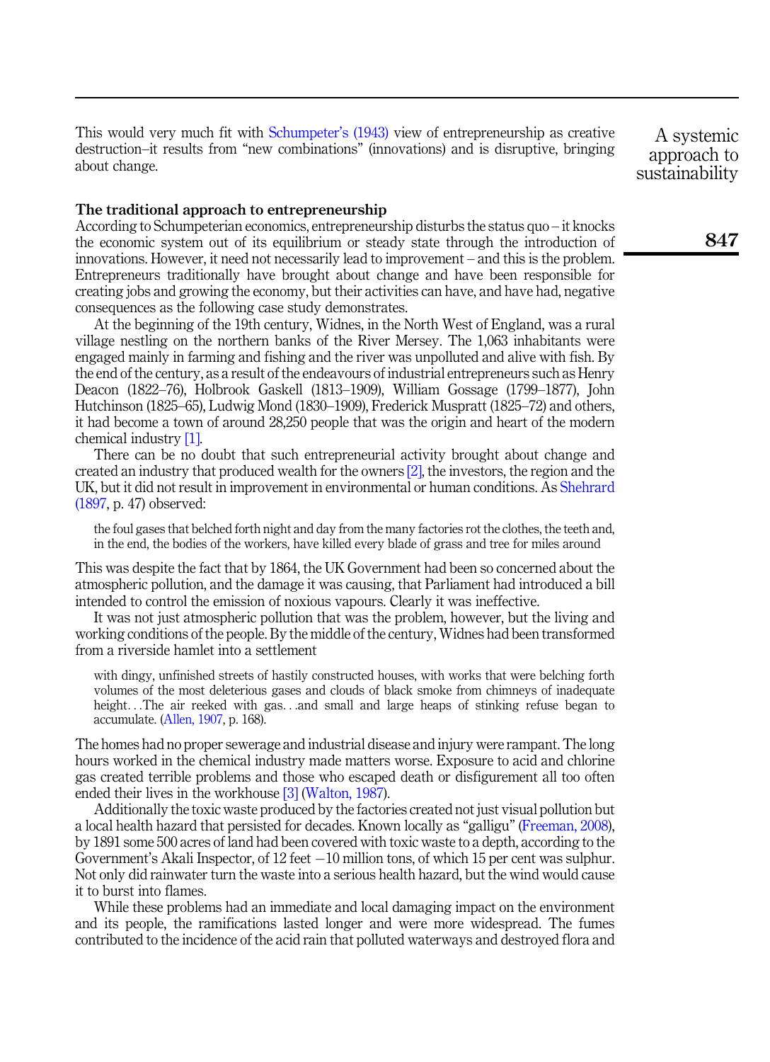This would very much fit with Schumpeter's (1943) view of entrepreneurship as creative destruction–it results from "new combinations" (innovations) and is disruptive, bringing about change.

## The traditional approach to entrepreneurship

According to Schumpeterian economics, entrepreneurship disturbs the status quo – it knocks the economic system out of its equilibrium or steady state through the introduction of innovations. However, it need not necessarily lead to improvement – and this is the problem. Entrepreneurs traditionally have brought about change and have been responsible for creating jobs and growing the economy, but their activities can have, and have had, negative consequences as the following case study demonstrates.

At the beginning of the 19th century, Widnes, in the North West of England, was a rural village nestling on the northern banks of the River Mersey. The 1,063 inhabitants were engaged mainly in farming and fishing and the river was unpolluted and alive with fish. By the end of the century, as a result of the endeavours of industrial entrepreneurs such as Henry Deacon (1822–76), Holbrook Gaskell (1813–1909), William Gossage (1799–1877), John Hutchinson (1825–65), Ludwig Mond (1830–1909), Frederick Muspratt (1825–72) and others, it had become a town of around 28,250 people that was the origin and heart of the modern chemical industry [1].

There can be no doubt that such entrepreneurial activity brought about change and created an industry that produced wealth for the owners [2], the investors, the region and the UK, but it did not result in improvement in environmental or human conditions. As Shehrard (1897, p. 47) observed:

> the foul gases that belched forth night and day from the many factories rot the clothes, the teeth and, in the end, the bodies of the workers, have killed every blade of grass and tree for miles around

This was despite the fact that by 1864, the UK Government had been so concerned about the atmospheric pollution, and the damage it was causing, that Parliament had introduced a bill intended to control the emission of noxious vapours. Clearly it was ineffective.

It was not just atmospheric pollution that was the problem, however, but the living and working conditions of the people. By the middle of the century, Widnes had been transformed from a riverside hamlet into a settlement

> with dingy, unfinished streets of hastily constructed houses, with works that were belching forth volumes of the most deleterious gases and clouds of black smoke from chimneys of inadequate height. . .The air reeked with gas. . .and small and large heaps of stinking refuse began to accumulate. (Allen, 1907, p. 168).

The homes had no proper sewerage and industrial disease and injury were rampant. The long hours worked in the chemical industry made matters worse. Exposure to acid and chlorine gas created terrible problems and those who escaped death or disfigurement all too often ended their lives in the workhouse [3] (Walton, 1987).

Additionally the toxic waste produced by the factories created not just visual pollution but a local health hazard that persisted for decades. Known locally as "galligu" (Freeman, 2008), by 1891 some 500 acres of land had been covered with toxic waste to a depth, according to the Government's Akali Inspector, of 12 feet –10 million tons, of which 15 per cent was sulphur. Not only did rainwater turn the waste into a serious health hazard, but the wind would cause it to burst into flames.

While these problems had an immediate and local damaging impact on the environment and its people, the ramifications lasted longer and were more widespread. The fumes contributed to the incidence of the acid rain that polluted waterways and destroyed flora and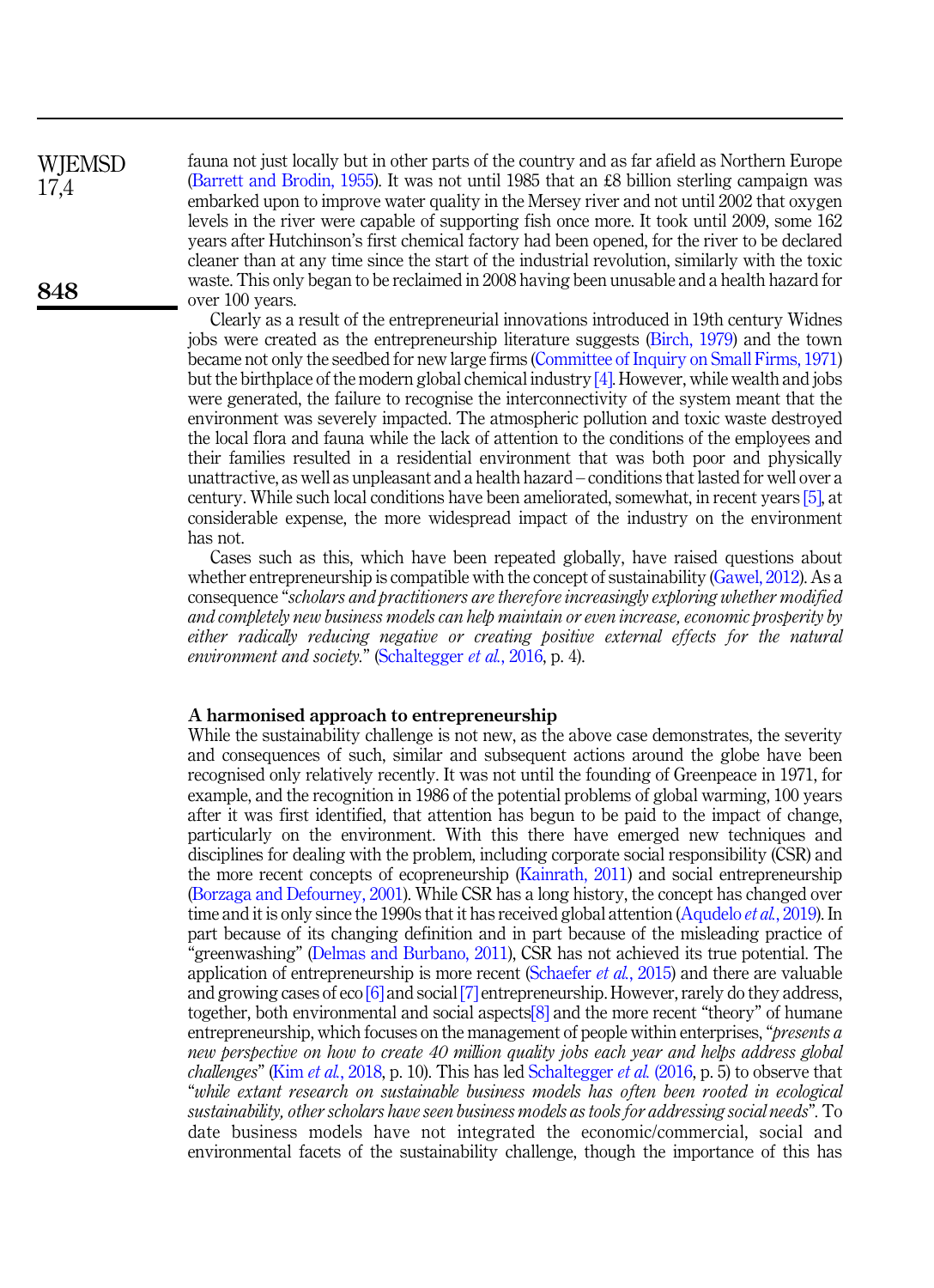fauna not just locally but in other parts of the country and as far afield as Northern Europe (Barrett and Brodin, 1955). It was not until 1985 that an £8 billion sterling campaign was embarked upon to improve water quality in the Mersey river and not until 2002 that oxygen levels in the river were capable of supporting fish once more. It took until 2009, some 162 years after Hutchinson's first chemical factory had been opened, for the river to be declared cleaner than at any time since the start of the industrial revolution, similarly with the toxic waste. This only began to be reclaimed in 2008 having been unusable and a health hazard for over 100 years.

Clearly as a result of the entrepreneurial innovations introduced in 19th century Widnes jobs were created as the entrepreneurship literature suggests (Birch, 1979) and the town became not only the seedbed for new large firms (Committee of Inquiry on Small Firms, 1971) but the birthplace of the modern global chemical industry [4]. However, while wealth and jobs were generated, the failure to recognise the interconnectivity of the system meant that the environment was severely impacted. The atmospheric pollution and toxic waste destroyed the local flora and fauna while the lack of attention to the conditions of the employees and their families resulted in a residential environment that was both poor and physically unattractive, as well as unpleasant and a health hazard – conditions that lasted for well over a century. While such local conditions have been ameliorated, somewhat, in recent years [5], at considerable expense, the more widespread impact of the industry on the environment has not.

Cases such as this, which have been repeated globally, have raised questions about whether entrepreneurship is compatible with the concept of sustainability (Gawel, 2012). As a consequence "*scholars and practitioners are therefore increasingly exploring whether modified and completely new business models can help maintain or even increase, economic prosperity by either radically reducing negative or creating positive external effects for the natural environment and society.*" (Schaltegger *et al.*, 2016, p. 4).

## A harmonised approach to entrepreneurship

While the sustainability challenge is not new, as the above case demonstrates, the severity and consequences of such, similar and subsequent actions around the globe have been recognised only relatively recently. It was not until the founding of Greenpeace in 1971, for example, and the recognition in 1986 of the potential problems of global warming, 100 years after it was first identified, that attention has begun to be paid to the impact of change, particularly on the environment. With this there have emerged new techniques and disciplines for dealing with the problem, including corporate social responsibility (CSR) and the more recent concepts of ecopreneurship (Kainrath, 2011) and social entrepreneurship (Borzaga and Defourney, 2001). While CSR has a long history, the concept has changed over time and it is only since the 1990s that it has received global attention (Aqudelo *et al.*, 2019). In part because of its changing definition and in part because of the misleading practice of "greenwashing" (Delmas and Burbano, 2011), CSR has not achieved its true potential. The application of entrepreneurship is more recent (Schaefer *et al.*, 2015) and there are valuable and growing cases of eco [6] and social [7] entrepreneurship. However, rarely do they address, together, both environmental and social aspects[8] and the more recent "theory" of humane entrepreneurship, which focuses on the management of people within enterprises, "*presents a new perspective on how to create 40 million quality jobs each year and helps address global challenges*" (Kim *et al.*, 2018, p. 10). This has led Schaltegger *et al.* (2016, p. 5) to observe that "*while extant research on sustainable business models has often been rooted in ecological sustainability, other scholars have seen business models as tools for addressing social needs*". To date business models have not integrated the economic/commercial, social and environmental facets of the sustainability challenge, though the importance of this has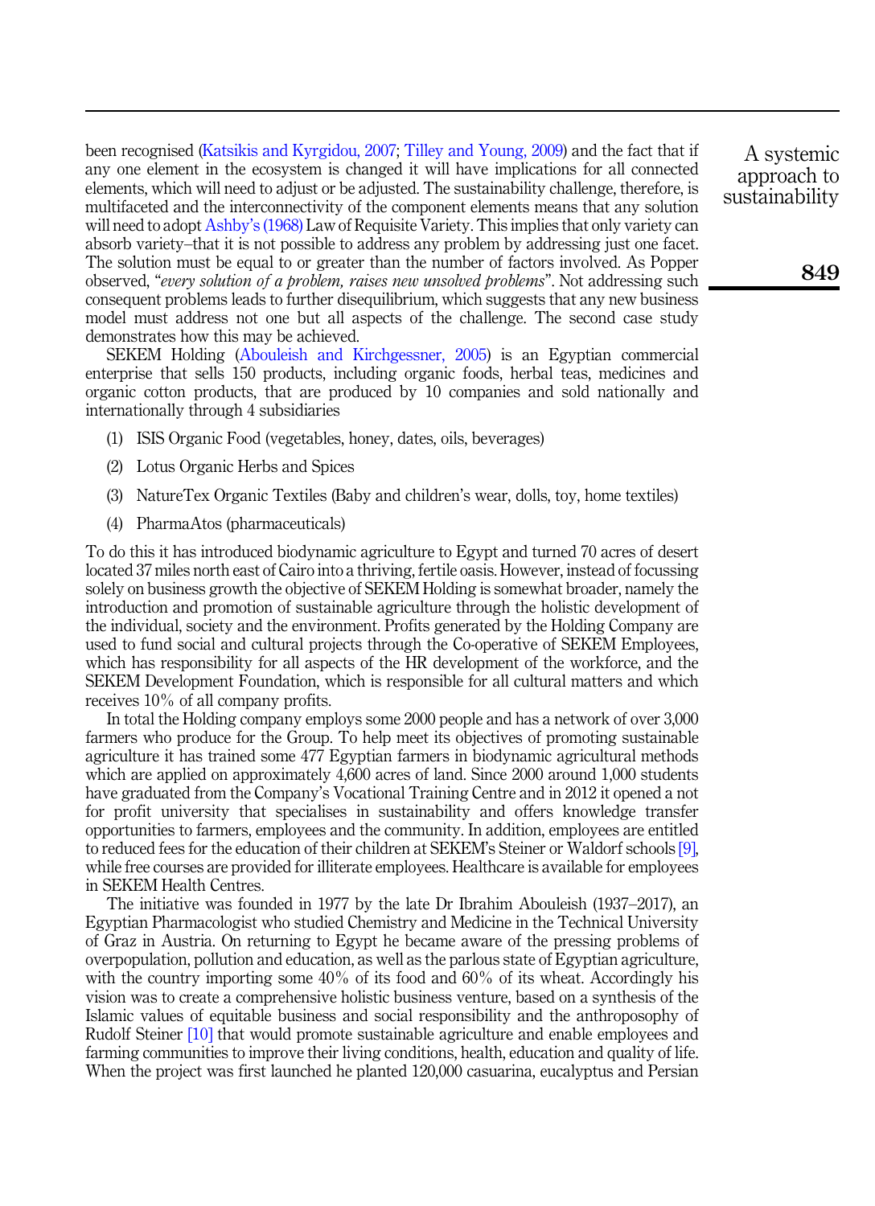been recognised (Katsikis and Kyrgidou, 2007; Tilley and Young, 2009) and the fact that if any one element in the ecosystem is changed it will have implications for all connected elements, which will need to adjust or be adjusted. The sustainability challenge, therefore, is multifaceted and the interconnectivity of the component elements means that any solution will need to adopt Ashby's (1968) Law of Requisite Variety. This implies that only variety can absorb variety–that it is not possible to address any problem by addressing just one facet. The solution must be equal to or greater than the number of factors involved. As Popper observed, "*every solution of a problem, raises new unsolved problems*". Not addressing such consequent problems leads to further disequilibrium, which suggests that any new business model must address not one but all aspects of the challenge. The second case study demonstrates how this may be achieved.

SEKEM Holding (Abouleish and Kirchgessner, 2005) is an Egyptian commercial enterprise that sells 150 products, including organic foods, herbal teas, medicines and organic cotton products, that are produced by 10 companies and sold nationally and internationally through 4 subsidiaries

(1) ISIS Organic Food (vegetables, honey, dates, oils, beverages)

(2) Lotus Organic Herbs and Spices

(3) NatureTex Organic Textiles (Baby and children's wear, dolls, toy, home textiles)

(4) PharmaAtos (pharmaceuticals)

To do this it has introduced biodynamic agriculture to Egypt and turned 70 acres of desert located 37 miles north east of Cairo into a thriving, fertile oasis. However, instead of focussing solely on business growth the objective of SEKEM Holding is somewhat broader, namely the introduction and promotion of sustainable agriculture through the holistic development of the individual, society and the environment. Profits generated by the Holding Company are used to fund social and cultural projects through the Co-operative of SEKEM Employees, which has responsibility for all aspects of the HR development of the workforce, and the SEKEM Development Foundation, which is responsible for all cultural matters and which receives 10% of all company profits.

In total the Holding company employs some 2000 people and has a network of over 3,000 farmers who produce for the Group. To help meet its objectives of promoting sustainable agriculture it has trained some 477 Egyptian farmers in biodynamic agricultural methods which are applied on approximately 4,600 acres of land. Since 2000 around 1,000 students have graduated from the Company's Vocational Training Centre and in 2012 it opened a not for profit university that specialises in sustainability and offers knowledge transfer opportunities to farmers, employees and the community. In addition, employees are entitled to reduced fees for the education of their children at SEKEM's Steiner or Waldorf schools [9], while free courses are provided for illiterate employees. Healthcare is available for employees in SEKEM Health Centres.

The initiative was founded in 1977 by the late Dr Ibrahim Abouleish (1937–2017), an Egyptian Pharmacologist who studied Chemistry and Medicine in the Technical University of Graz in Austria. On returning to Egypt he became aware of the pressing problems of overpopulation, pollution and education, as well as the parlous state of Egyptian agriculture, with the country importing some 40% of its food and 60% of its wheat. Accordingly his vision was to create a comprehensive holistic business venture, based on a synthesis of the Islamic values of equitable business and social responsibility and the anthroposophy of Rudolf Steiner [10] that would promote sustainable agriculture and enable employees and farming communities to improve their living conditions, health, education and quality of life. When the project was first launched he planted 120,000 casuarina, eucalyptus and Persian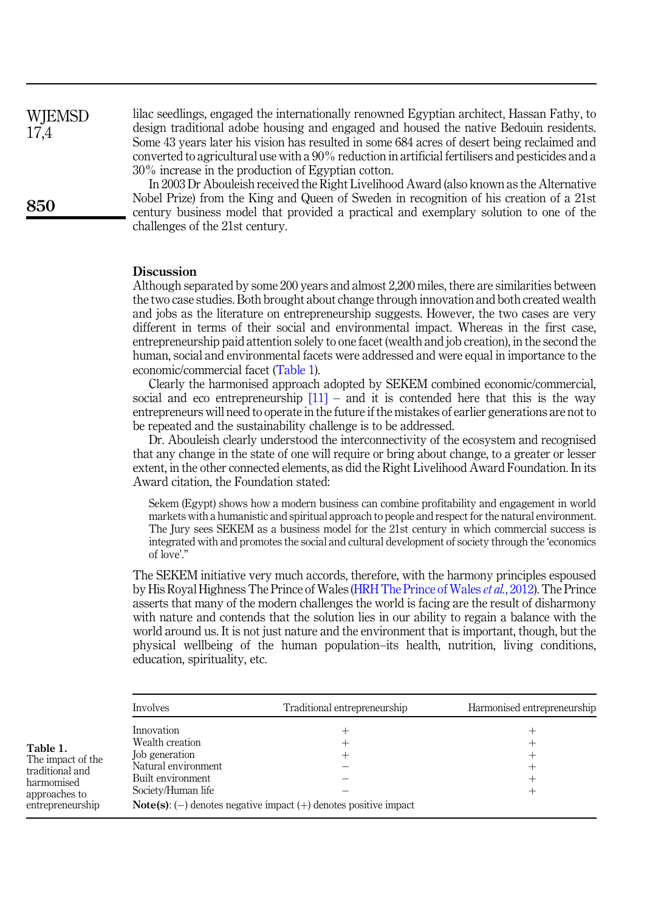lilac seedlings, engaged the internationally renowned Egyptian architect, Hassan Fathy, to design traditional adobe housing and engaged and housed the native Bedouin residents. Some 43 years later his vision has resulted in some 684 acres of desert being reclaimed and converted to agricultural use with a 90% reduction in artificial fertilisers and pesticides and a 30% increase in the production of Egyptian cotton.

In 2003 Dr Abouleish received the Right Livelihood Award (also known as the Alternative Nobel Prize) from the King and Queen of Sweden in recognition of his creation of a 21st century business model that provided a practical and exemplary solution to one of the challenges of the 21st century.

## Discussion

Although separated by some 200 years and almost 2,200 miles, there are similarities between the two case studies. Both brought about change through innovation and both created wealth and jobs as the literature on entrepreneurship suggests. However, the two cases are very different in terms of their social and environmental impact. Whereas in the first case, entrepreneurship paid attention solely to one facet (wealth and job creation), in the second the human, social and environmental facets were addressed and were equal in importance to the economic/commercial facet (Table 1).

Clearly the harmonised approach adopted by SEKEM combined economic/commercial, social and eco entrepreneurship [11] – and it is contended here that this is the way entrepreneurs will need to operate in the future if the mistakes of earlier generations are not to be repeated and the sustainability challenge is to be addressed.

Dr. Abouleish clearly understood the interconnectivity of the ecosystem and recognised that any change in the state of one will require or bring about change, to a greater or lesser extent, in the other connected elements, as did the Right Livelihood Award Foundation. In its Award citation, the Foundation stated:

> Sekem (Egypt) shows how a modern business can combine profitability and engagement in world markets with a humanistic and spiritual approach to people and respect for the natural environment. The Jury sees SEKEM as a business model for the 21st century in which commercial success is integrated with and promotes the social and cultural development of society through the 'economics of love'."

The SEKEM initiative very much accords, therefore, with the harmony principles espoused by His Royal Highness The Prince of Wales (HRH The Prince of Wales *et al.*, 2012). The Prince asserts that many of the modern challenges the world is facing are the result of disharmony with nature and contends that the solution lies in our ability to regain a balance with the world around us. It is not just nature and the environment that is important, though, but the physical wellbeing of the human population–its health, nutrition, living conditions, education, spirituality, etc.

**Table 1.** The impact of the traditional and harmonised approaches to entrepreneurship

| Involves | Traditional entrepreneurship | Harmonised entrepreneurship |
|---|---|---|
| Innovation | + | + |
| Wealth creation | + | + |
| Job generation | + | + |
| Natural environment | − | + |
| Built environment | − | + |
| Society/Human life | − | + |

**Note(s)**: (−) denotes negative impact (+) denotes positive impact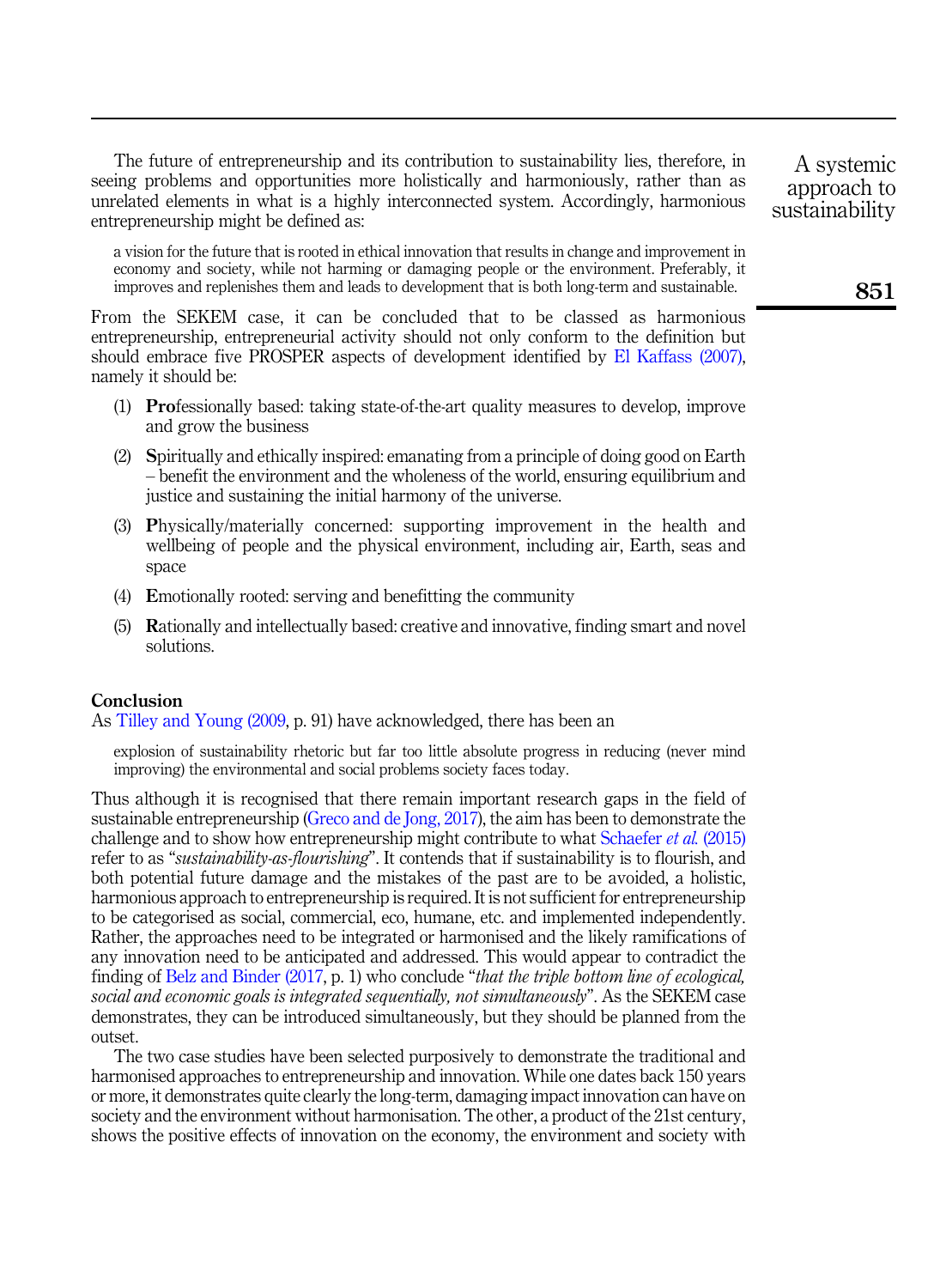The future of entrepreneurship and its contribution to sustainability lies, therefore, in seeing problems and opportunities more holistically and harmoniously, rather than as unrelated elements in what is a highly interconnected system. Accordingly, harmonious entrepreneurship might be defined as:

> a vision for the future that is rooted in ethical innovation that results in change and improvement in economy and society, while not harming or damaging people or the environment. Preferably, it improves and replenishes them and leads to development that is both long-term and sustainable.

From the SEKEM case, it can be concluded that to be classed as harmonious entrepreneurship, entrepreneurial activity should not only conform to the definition but should embrace five PROSPER aspects of development identified by El Kaffass (2007), namely it should be:

1. **Pro**fessionally based: taking state-of-the-art quality measures to develop, improve and grow the business
2. **S**piritually and ethically inspired: emanating from a principle of doing good on Earth – benefit the environment and the wholeness of the world, ensuring equilibrium and justice and sustaining the initial harmony of the universe.
3. **P**hysically/materially concerned: supporting improvement in the health and wellbeing of people and the physical environment, including air, Earth, seas and space
4. **E**motionally rooted: serving and benefitting the community
5. **R**ationally and intellectually based: creative and innovative, finding smart and novel solutions.

## Conclusion

As Tilley and Young (2009, p. 91) have acknowledged, there has been an

> explosion of sustainability rhetoric but far too little absolute progress in reducing (never mind improving) the environmental and social problems society faces today.

Thus although it is recognised that there remain important research gaps in the field of sustainable entrepreneurship (Greco and de Jong, 2017), the aim has been to demonstrate the challenge and to show how entrepreneurship might contribute to what Schaefer *et al.* (2015) refer to as "*sustainability-as-flourishing*". It contends that if sustainability is to flourish, and both potential future damage and the mistakes of the past are to be avoided, a holistic, harmonious approach to entrepreneurship is required. It is not sufficient for entrepreneurship to be categorised as social, commercial, eco, humane, etc. and implemented independently. Rather, the approaches need to be integrated or harmonised and the likely ramifications of any innovation need to be anticipated and addressed. This would appear to contradict the finding of Belz and Binder (2017, p. 1) who conclude "*that the triple bottom line of ecological, social and economic goals is integrated sequentially, not simultaneously*". As the SEKEM case demonstrates, they can be introduced simultaneously, but they should be planned from the outset.

The two case studies have been selected purposively to demonstrate the traditional and harmonised approaches to entrepreneurship and innovation. While one dates back 150 years or more, it demonstrates quite clearly the long-term, damaging impact innovation can have on society and the environment without harmonisation. The other, a product of the 21st century, shows the positive effects of innovation on the economy, the environment and society with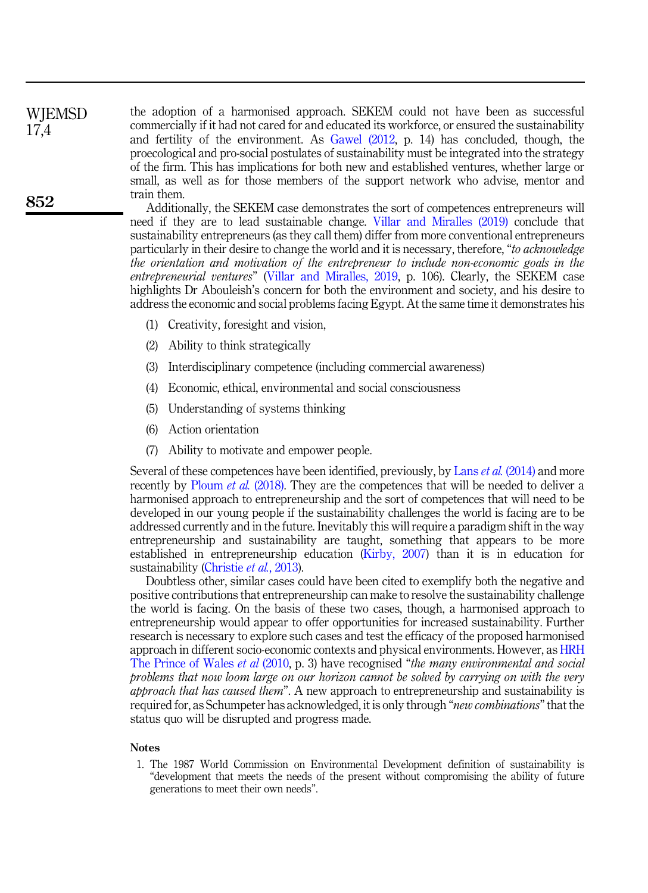the adoption of a harmonised approach. SEKEM could not have been as successful commercially if it had not cared for and educated its workforce, or ensured the sustainability and fertility of the environment. As Gawel (2012, p. 14) has concluded, though, the proecological and pro-social postulates of sustainability must be integrated into the strategy of the firm. This has implications for both new and established ventures, whether large or small, as well as for those members of the support network who advise, mentor and train them.

Additionally, the SEKEM case demonstrates the sort of competences entrepreneurs will need if they are to lead sustainable change. Villar and Miralles (2019) conclude that sustainability entrepreneurs (as they call them) differ from more conventional entrepreneurs particularly in their desire to change the world and it is necessary, therefore, "*to acknowledge the orientation and motivation of the entrepreneur to include non-economic goals in the entrepreneurial ventures*" (Villar and Miralles, 2019, p. 106). Clearly, the SEKEM case highlights Dr Abouleish's concern for both the environment and society, and his desire to address the economic and social problems facing Egypt. At the same time it demonstrates his

1. Creativity, foresight and vision,
2. Ability to think strategically
3. Interdisciplinary competence (including commercial awareness)
4. Economic, ethical, environmental and social consciousness
5. Understanding of systems thinking
6. Action orientation
7. Ability to motivate and empower people.

Several of these competences have been identified, previously, by Lans *et al.* (2014) and more recently by Ploum *et al.* (2018). They are the competences that will be needed to deliver a harmonised approach to entrepreneurship and the sort of competences that will need to be developed in our young people if the sustainability challenges the world is facing are to be addressed currently and in the future. Inevitably this will require a paradigm shift in the way entrepreneurship and sustainability are taught, something that appears to be more established in entrepreneurship education (Kirby, 2007) than it is in education for sustainability (Christie *et al.*, 2013).

Doubtless other, similar cases could have been cited to exemplify both the negative and positive contributions that entrepreneurship can make to resolve the sustainability challenge the world is facing. On the basis of these two cases, though, a harmonised approach to entrepreneurship would appear to offer opportunities for increased sustainability. Further research is necessary to explore such cases and test the efficacy of the proposed harmonised approach in different socio-economic contexts and physical environments. However, as HRH The Prince of Wales *et al* (2010, p. 3) have recognised "*the many environmental and social problems that now loom large on our horizon cannot be solved by carrying on with the very approach that has caused them*". A new approach to entrepreneurship and sustainability is required for, as Schumpeter has acknowledged, it is only through "*new combinations*" that the status quo will be disrupted and progress made.

## Notes

1. The 1987 World Commission on Environmental Development definition of sustainability is "development that meets the needs of the present without compromising the ability of future generations to meet their own needs".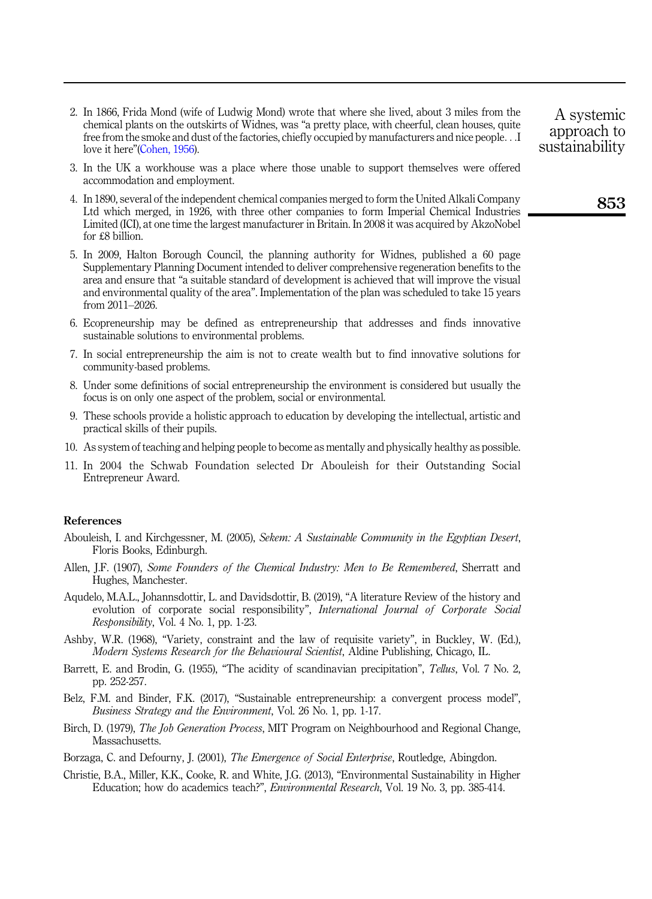2. In 1866, Frida Mond (wife of Ludwig Mond) wrote that where she lived, about 3 miles from the chemical plants on the outskirts of Widnes, was "a pretty place, with cheerful, clean houses, quite free from the smoke and dust of the factories, chiefly occupied by manufacturers and nice people. . .I love it here"(Cohen, 1956).
3. In the UK a workhouse was a place where those unable to support themselves were offered accommodation and employment.
4. In 1890, several of the independent chemical companies merged to form the United Alkali Company Ltd which merged, in 1926, with three other companies to form Imperial Chemical Industries Limited (ICI), at one time the largest manufacturer in Britain. In 2008 it was acquired by AkzoNobel for £8 billion.
5. In 2009, Halton Borough Council, the planning authority for Widnes, published a 60 page Supplementary Planning Document intended to deliver comprehensive regeneration benefits to the area and ensure that "a suitable standard of development is achieved that will improve the visual and environmental quality of the area". Implementation of the plan was scheduled to take 15 years from 2011–2026.
6. Ecopreneurship may be defined as entrepreneurship that addresses and finds innovative sustainable solutions to environmental problems.
7. In social entrepreneurship the aim is not to create wealth but to find innovative solutions for community-based problems.
8. Under some definitions of social entrepreneurship the environment is considered but usually the focus is on only one aspect of the problem, social or environmental.
9. These schools provide a holistic approach to education by developing the intellectual, artistic and practical skills of their pupils.
10. As system of teaching and helping people to become as mentally and physically healthy as possible.
11. In 2004 the Schwab Foundation selected Dr Abouleish for their Outstanding Social Entrepreneur Award.

## References

Abouleish, I. and Kirchgessner, M. (2005), *Sekem: A Sustainable Community in the Egyptian Desert*, Floris Books, Edinburgh.

Allen, J.F. (1907), *Some Founders of the Chemical Industry: Men to Be Remembered*, Sherratt and Hughes, Manchester.

Aqudelo, M.A.L., Johannsdottir, L. and Davidsdottir, B. (2019), "A literature Review of the history and evolution of corporate social responsibility", *International Journal of Corporate Social Responsibility*, Vol. 4 No. 1, pp. 1-23.

Ashby, W.R. (1968), "Variety, constraint and the law of requisite variety", in Buckley, W. (Ed.), *Modern Systems Research for the Behavioural Scientist*, Aldine Publishing, Chicago, IL.

Barrett, E. and Brodin, G. (1955), "The acidity of scandinavian precipitation", *Tellus*, Vol. 7 No. 2, pp. 252-257.

Belz, F.M. and Binder, F.K. (2017), "Sustainable entrepreneurship: a convergent process model", *Business Strategy and the Environment*, Vol. 26 No. 1, pp. 1-17.

Birch, D. (1979), *The Job Generation Process*, MIT Program on Neighbourhood and Regional Change, Massachusetts.

Borzaga, C. and Defourny, J. (2001), *The Emergence of Social Enterprise*, Routledge, Abingdon.

Christie, B.A., Miller, K.K., Cooke, R. and White, J.G. (2013), "Environmental Sustainability in Higher Education; how do academics teach?", *Environmental Research*, Vol. 19 No. 3, pp. 385-414.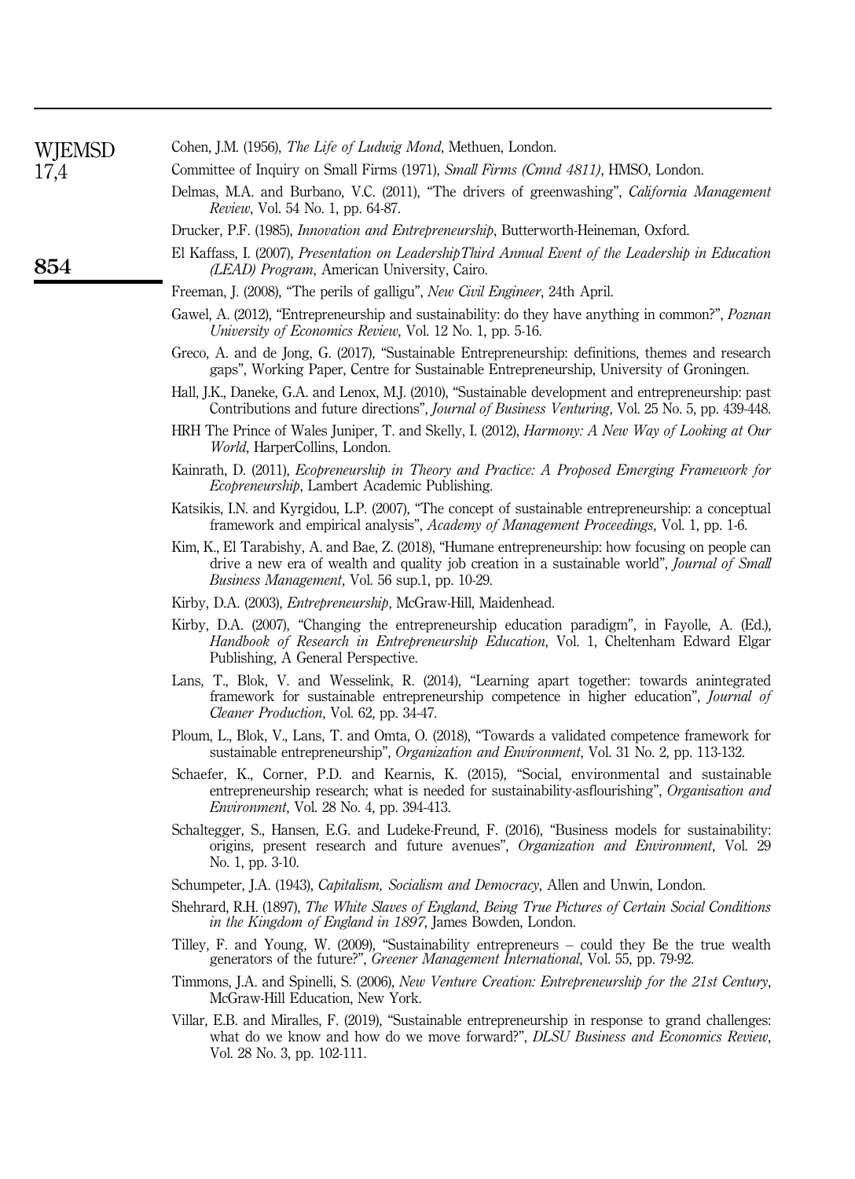Cohen, J.M. (1956), *The Life of Ludwig Mond*, Methuen, London.

Committee of Inquiry on Small Firms (1971), *Small Firms (Cmnd 4811)*, HMSO, London.

Delmas, M.A. and Burbano, V.C. (2011), "The drivers of greenwashing", *California Management Review*, Vol. 54 No. 1, pp. 64-87.

Drucker, P.F. (1985), *Innovation and Entrepreneurship*, Butterworth-Heineman, Oxford.

El Kaffass, I. (2007), *Presentation on LeadershipThird Annual Event of the Leadership in Education (LEAD) Program*, American University, Cairo.

Freeman, J. (2008), "The perils of galligu", *New Civil Engineer*, 24th April.

Gawel, A. (2012), "Entrepreneurship and sustainability: do they have anything in common?", *Poznan University of Economics Review*, Vol. 12 No. 1, pp. 5-16.

Greco, A. and de Jong, G. (2017), "Sustainable Entrepreneurship: definitions, themes and research gaps", Working Paper, Centre for Sustainable Entrepreneurship, University of Groningen.

Hall, J.K., Daneke, G.A. and Lenox, M.J. (2010), "Sustainable development and entrepreneurship: past Contributions and future directions", *Journal of Business Venturing*, Vol. 25 No. 5, pp. 439-448.

HRH The Prince of Wales Juniper, T. and Skelly, I. (2012), *Harmony: A New Way of Looking at Our World*, HarperCollins, London.

Kainrath, D. (2011), *Ecopreneurship in Theory and Practice: A Proposed Emerging Framework for Ecopreneurship*, Lambert Academic Publishing.

Katsikis, I.N. and Kyrgidou, L.P. (2007), "The concept of sustainable entrepreneurship: a conceptual framework and empirical analysis", *Academy of Management Proceedings*, Vol. 1, pp. 1-6.

Kim, K., El Tarabishy, A. and Bae, Z. (2018), "Humane entrepreneurship: how focusing on people can drive a new era of wealth and quality job creation in a sustainable world", *Journal of Small Business Management*, Vol. 56 sup.1, pp. 10-29.

Kirby, D.A. (2003), *Entrepreneurship*, McGraw-Hill, Maidenhead.

Kirby, D.A. (2007), "Changing the entrepreneurship education paradigm", in Fayolle, A. (Ed.), *Handbook of Research in Entrepreneurship Education*, Vol. 1, Cheltenham Edward Elgar Publishing, A General Perspective.

Lans, T., Blok, V. and Wesselink, R. (2014), "Learning apart together: towards anintegrated framework for sustainable entrepreneurship competence in higher education", *Journal of Cleaner Production*, Vol. 62, pp. 34-47.

Ploum, L., Blok, V., Lans, T. and Omta, O. (2018), "Towards a validated competence framework for sustainable entrepreneurship", *Organization and Environment*, Vol. 31 No. 2, pp. 113-132.

Schaefer, K., Corner, P.D. and Kearnis, K. (2015), "Social, environmental and sustainable entrepreneurship research; what is needed for sustainability-asflourishing", *Organisation and Environment*, Vol. 28 No. 4, pp. 394-413.

Schaltegger, S., Hansen, E.G. and Ludeke-Freund, F. (2016), "Business models for sustainability: origins, present research and future avenues", *Organization and Environment*, Vol. 29 No. 1, pp. 3-10.

Schumpeter, J.A. (1943), *Capitalism, Socialism and Democracy*, Allen and Unwin, London.

Shehrard, R.H. (1897), *The White Slaves of England, Being True Pictures of Certain Social Conditions in the Kingdom of England in 1897*, James Bowden, London.

Tilley, F. and Young, W. (2009), "Sustainability entrepreneurs – could they Be the true wealth generators of the future?", *Greener Management International*, Vol. 55, pp. 79-92.

Timmons, J.A. and Spinelli, S. (2006), *New Venture Creation: Entrepreneurship for the 21st Century*, McGraw-Hill Education, New York.

Villar, E.B. and Miralles, F. (2019), "Sustainable entrepreneurship in response to grand challenges: what do we know and how do we move forward?", *DLSU Business and Economics Review*, Vol. 28 No. 3, pp. 102-111.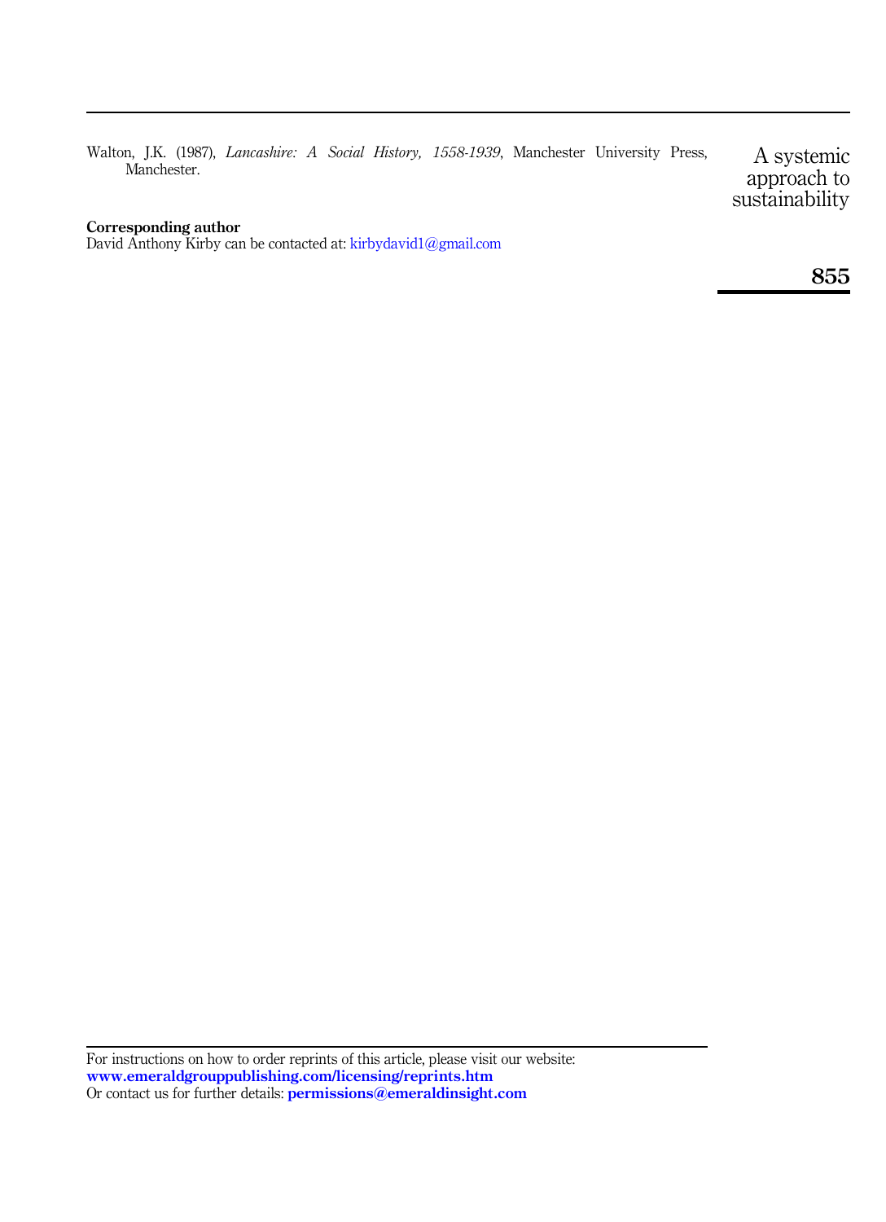Walton, J.K. (1987), *Lancashire: A Social History, 1558-1939*, Manchester University Press, Manchester.

**Corresponding author**
David Anthony Kirby can be contacted at: kirbydavid1@gmail.com

For instructions on how to order reprints of this article, please visit our website:
**www.emeraldgrouppublishing.com/licensing/reprints.htm**
Or contact us for further details: **permissions@emeraldinsight.com**